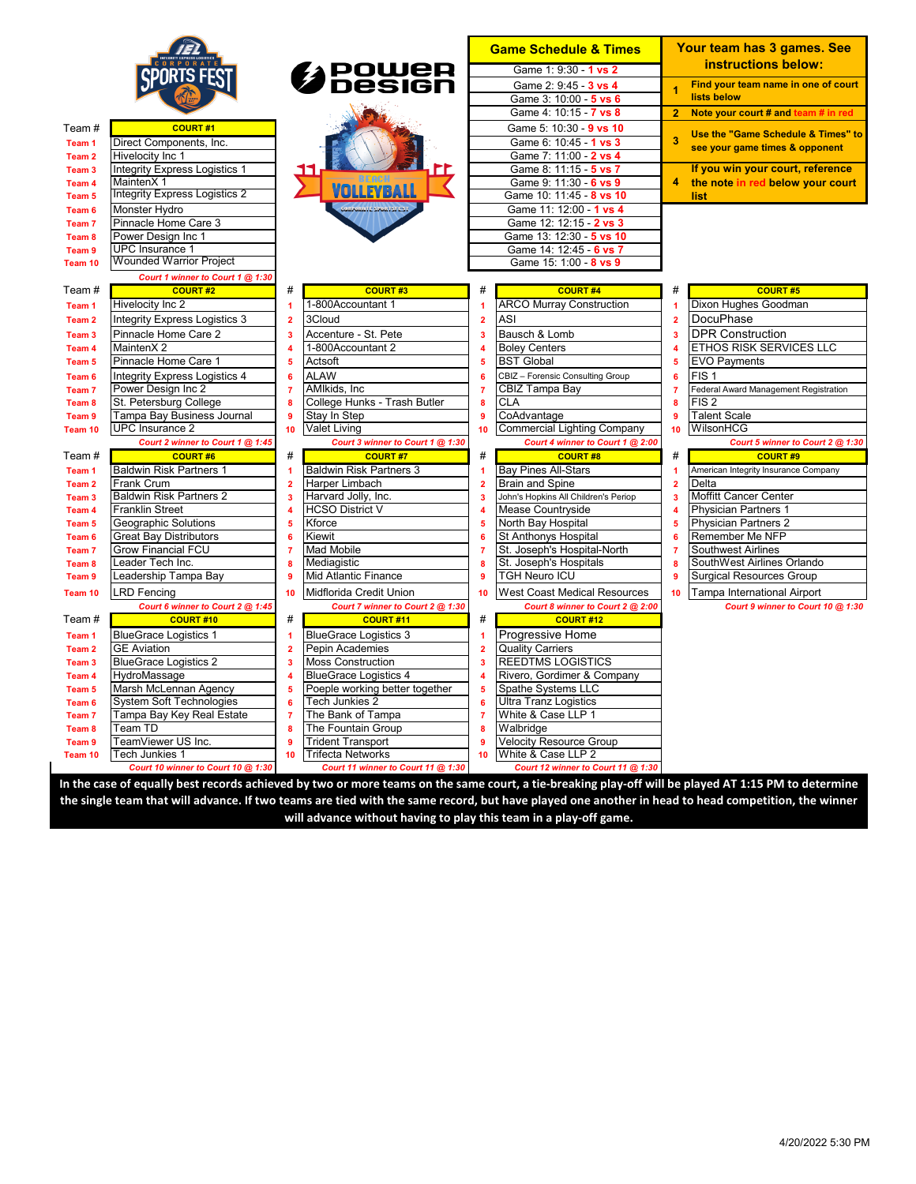## Game Schedule & Times

| Game | Time | Match |
|---|---|---|
| Game 1 | 9:30 | 1 vs 2 |
| Game 2 | 9:45 | 3 vs 4 |
| Game 3 | 10:00 | 5 vs 6 |
| Game 4 | 10:15 | 7 vs 8 |
| Game 5 | 10:30 | 9 vs 10 |
| Game 6 | 10:45 | 1 vs 3 |
| Game 7 | 11:00 | 2 vs 4 |
| Game 8 | 11:15 | 5 vs 7 |
| Game 9 | 11:30 | 6 vs 9 |
| Game 10 | 11:45 | 8 vs 10 |
| Game 11 | 12:00 | 1 vs 4 |
| Game 12 | 12:15 | 2 vs 3 |
| Game 13 | 12:30 | 5 vs 10 |
| Game 14 | 12:45 | 6 vs 7 |
| Game 15 | 1:00 | 8 vs 9 |

## Your team has 3 games. See instructions below:

1. Find your team name in one of court lists below
2. Note your court # and team # in red
3. Use the "Game Schedule & Times" to see your game times & opponent
4. If you win your court, reference the note in red below your court list

## COURT #1

| Team # | COURT #1 |
|---|---|
| Team 1 | Direct Components, Inc. |
| Team 2 | Hivelocity Inc 1 |
| Team 3 | Integrity Express Logistics 1 |
| Team 4 | MaintenX 1 |
| Team 5 | Integrity Express Logistics 2 |
| Team 6 | Monster Hydro |
| Team 7 | Pinnacle Home Care 3 |
| Team 8 | Power Design Inc 1 |
| Team 9 | UPC Insurance 1 |
| Team 10 | Wounded Warrior Project |

*Court 1 winner to Court 1 @ 1:30*

## COURTS #2 – #5

| Team # | COURT #2 | # | COURT #3 | # | COURT #4 | # | COURT #5 |
|---|---|---|---|---|---|---|---|
| Team 1 | Hivelocity Inc 2 | 1 | 1-800Accountant 1 | 1 | ARCO Murray Construction | 1 | Dixon Hughes Goodman |
| Team 2 | Integrity Express Logistics 3 | 2 | 3Cloud | 2 | ASI | 2 | DocuPhase |
| Team 3 | Pinnacle Home Care 2 | 3 | Accenture - St. Pete | 3 | Bausch & Lomb | 3 | DPR Construction |
| Team 4 | MaintenX 2 | 4 | 1-800Accountant 2 | 4 | Boley Centers | 4 | ETHOS RISK SERVICES LLC |
| Team 5 | Pinnacle Home Care 1 | 5 | Actsoft | 5 | BST Global | 5 | EVO Payments |
| Team 6 | Integrity Express Logistics 4 | 6 | ALAW | 6 | CBIZ – Forensic Consulting Group | 6 | FIS 1 |
| Team 7 | Power Design Inc 2 | 7 | AMIkids, Inc | 7 | CBIZ Tampa Bay | 7 | Federal Award Management Registration |
| Team 8 | St. Petersburg College | 8 | College Hunks - Trash Butler | 8 | CLA | 8 | FIS 2 |
| Team 9 | Tampa Bay Business Journal | 9 | Stay In Step | 9 | CoAdvantage | 9 | Talent Scale |
| Team 10 | UPC Insurance 2 | 10 | Valet Living | 10 | Commercial Lighting Company | 10 | WilsonHCG |
| | *Court 2 winner to Court 1 @ 1:45* | | *Court 3 winner to Court 1 @ 1:30* | | *Court 4 winner to Court 1 @ 2:00* | | *Court 5 winner to Court 2 @ 1:30* |

## COURTS #6 – #9

| Team # | COURT #6 | # | COURT #7 | # | COURT #8 | # | COURT #9 |
|---|---|---|---|---|---|---|---|
| Team 1 | Baldwin Risk Partners 1 | 1 | Baldwin Risk Partners 3 | 1 | Bay Pines All-Stars | 1 | American Integrity Insurance Company |
| Team 2 | Frank Crum | 2 | Harper Limbach | 2 | Brain and Spine | 2 | Delta |
| Team 3 | Baldwin Risk Partners 2 | 3 | Harvard Jolly, Inc. | 3 | John's Hopkins All Children's Periop | 3 | Moffitt Cancer Center |
| Team 4 | Franklin Street | 4 | HCSO District V | 4 | Mease Countryside | 4 | Physician Partners 1 |
| Team 5 | Geographic Solutions | 5 | Kforce | 5 | North Bay Hospital | 5 | Physician Partners 2 |
| Team 6 | Great Bay Distributors | 6 | Kiewit | 6 | St Anthonys Hospital | 6 | Remember Me NFP |
| Team 7 | Grow Financial FCU | 7 | Mad Mobile | 7 | St. Joseph's Hospital-North | 7 | Southwest Airlines |
| Team 8 | Leader Tech Inc. | 8 | Mediagistic | 8 | St. Joseph's Hospitals | 8 | SouthWest Airlines Orlando |
| Team 9 | Leadership Tampa Bay | 9 | Mid Atlantic Finance | 9 | TGH Neuro ICU | 9 | Surgical Resources Group |
| Team 10 | LRD Fencing | 10 | Midflorida Credit Union | 10 | West Coast Medical Resources | 10 | Tampa International Airport |
| | *Court 6 winner to Court 2 @ 1:45* | | *Court 7 winner to Court 2 @ 1:30* | | *Court 8 winner to Court 2 @ 2:00* | | *Court 9 winner to Court 10 @ 1:30* |

## COURTS #10 – #12

| Team # | COURT #10 | # | COURT #11 | # | COURT #12 |
|---|---|---|---|---|---|
| Team 1 | BlueGrace Logistics 1 | 1 | BlueGrace Logistics 3 | 1 | Progressive Home |
| Team 2 | GE Aviation | 2 | Pepin Academies | 2 | Quality Carriers |
| Team 3 | BlueGrace Logistics 2 | 3 | Moss Construction | 3 | REEDTMS LOGISTICS |
| Team 4 | HydroMassage | 4 | BlueGrace Logistics 4 | 4 | Rivero, Gordimer & Company |
| Team 5 | Marsh McLennan Agency | 5 | Poeple working better together | 5 | Spathe Systems LLC |
| Team 6 | System Soft Technologies | 6 | Tech Junkies 2 | 6 | Ultra Tranz Logistics |
| Team 7 | Tampa Bay Key Real Estate | 7 | The Bank of Tampa | 7 | White & Case LLP 1 |
| Team 8 | Team TD | 8 | The Fountain Group | 8 | Walbridge |
| Team 9 | TeamViewer US Inc. | 9 | Trident Transport | 9 | Velocity Resource Group |
| Team 10 | Tech Junkies 1 | 10 | Trifecta Networks | 10 | White & Case LLP 2 |
| | *Court 10 winner to Court 10 @ 1:30* | | *Court 11 winner to Court 11 @ 1:30* | | *Court 12 winner to Court 11 @ 1:30* |

**In the case of equally best records achieved by two or more teams on the same court, a tie-breaking play-off will be played AT 1:15 PM to determine the single team that will advance. If two teams are tied with the same record, but have played one another in head to head competition, the winner will advance without having to play this team in a play-off game.**

4/20/2022 5:30 PM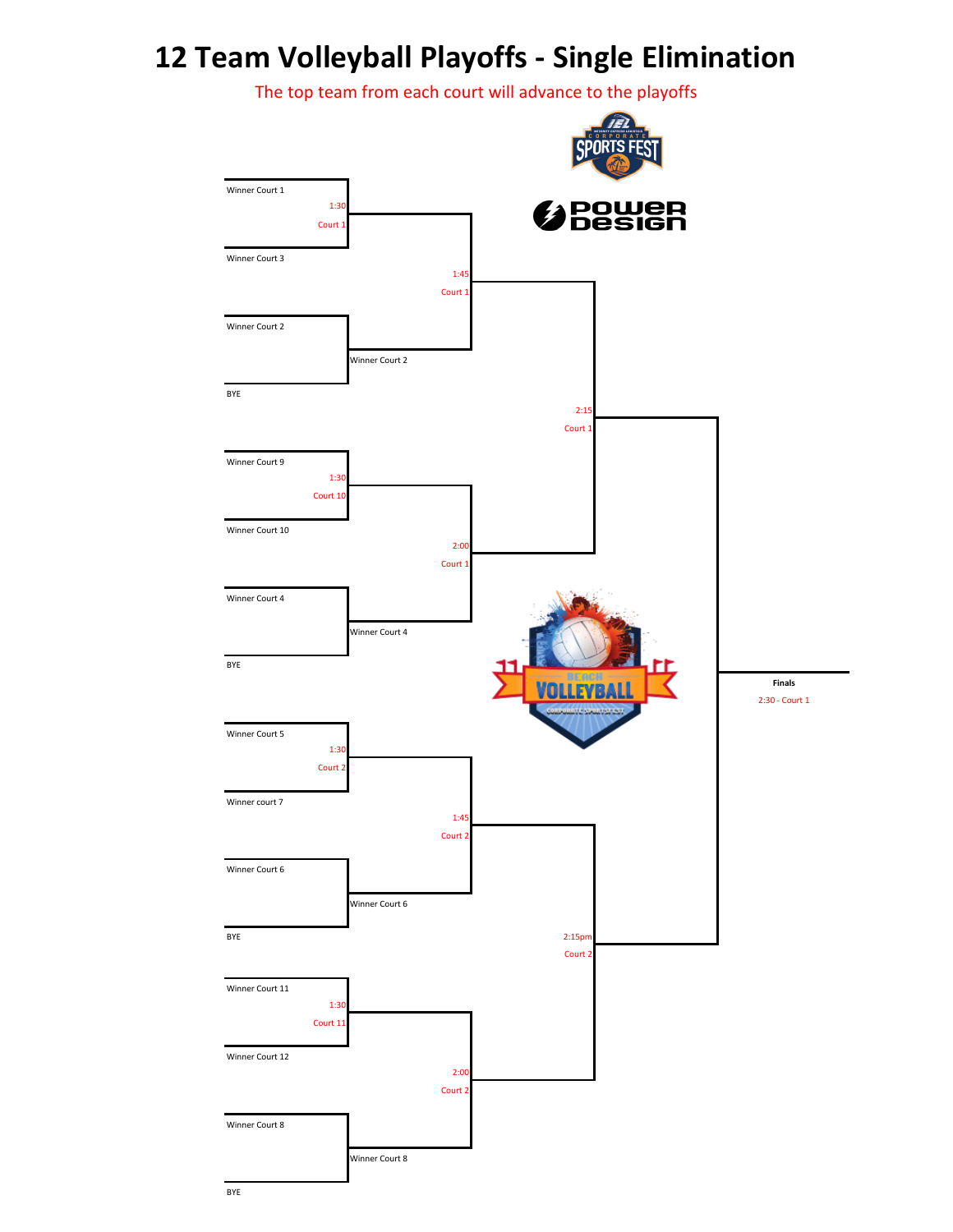# 12 Team Volleyball Playoffs - Single Elimination

The top team from each court will advance to the playoffs

Winner Court 1

1:30

Court 1

Winner Court 3

1:45

Court 1

Winner Court 2

Winner Court 2

BYE

2:15

Court 1

Winner Court 9

1:30

Court 10

Winner Court 10

2:00

Court 1

Winner Court 4

Winner Court 4

BYE

Finals

2:30 - Court 1

Winner Court 5

1:30

Court 2

Winner court 7

1:45

Court 2

Winner Court 6

Winner Court 6

BYE

2:15pm

Court 2

Winner Court 11

1:30

Court 11

Winner Court 12

2:00

Court 2

Winner Court 8

Winner Court 8

BYE